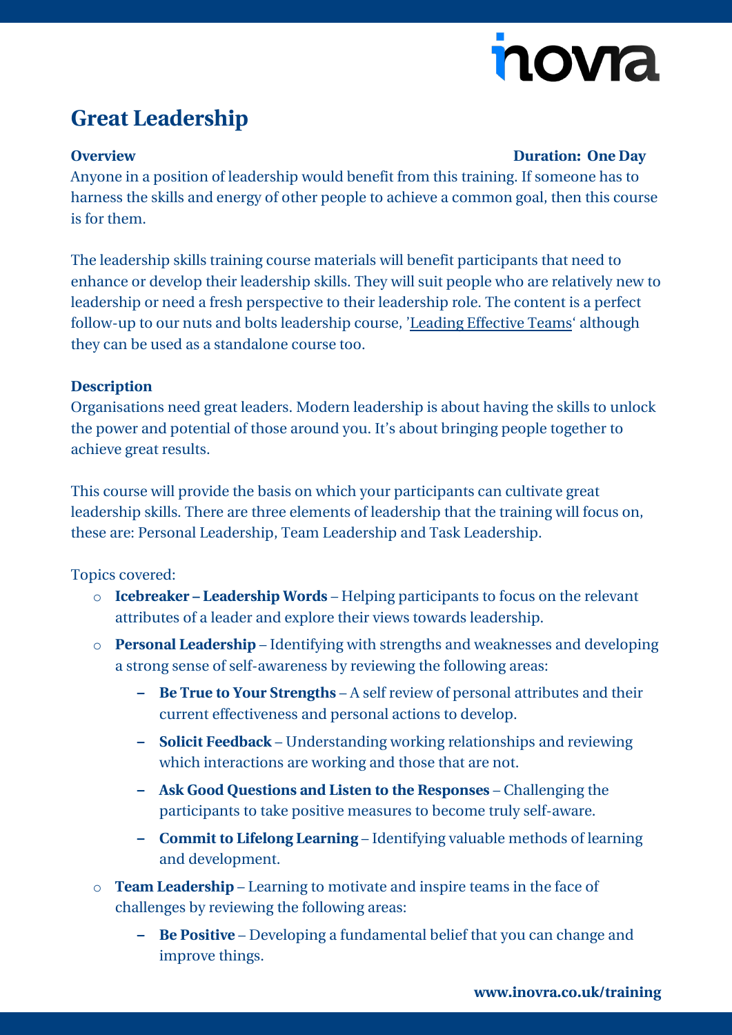# Great Leadership

**Overview** **Duration: One Day**

Anyone in a position of leadership would benefit from this training. If someone has to harness the skills and energy of other people to achieve a common goal, then this course is for them.

The leadership skills training course materials will benefit participants that need to enhance or develop their leadership skills. They will suit people who are relatively new to leadership or need a fresh perspective to their leadership role. The content is a perfect follow-up to our nuts and bolts leadership course, 'Leading Effective Teams' although they can be used as a standalone course too.

**Description**

Organisations need great leaders. Modern leadership is about having the skills to unlock the power and potential of those around you. It's about bringing people together to achieve great results.

This course will provide the basis on which your participants can cultivate great leadership skills. There are three elements of leadership that the training will focus on, these are: Personal Leadership, Team Leadership and Task Leadership.

Topics covered:

- **Icebreaker – Leadership Words** – Helping participants to focus on the relevant attributes of a leader and explore their views towards leadership.
- **Personal Leadership** – Identifying with strengths and weaknesses and developing a strong sense of self-awareness by reviewing the following areas:
  - **Be True to Your Strengths** – A self review of personal attributes and their current effectiveness and personal actions to develop.
  - **Solicit Feedback** – Understanding working relationships and reviewing which interactions are working and those that are not.
  - **Ask Good Questions and Listen to the Responses** – Challenging the participants to take positive measures to become truly self-aware.
  - **Commit to Lifelong Learning** – Identifying valuable methods of learning and development.
- **Team Leadership** – Learning to motivate and inspire teams in the face of challenges by reviewing the following areas:
  - **Be Positive** – Developing a fundamental belief that you can change and improve things.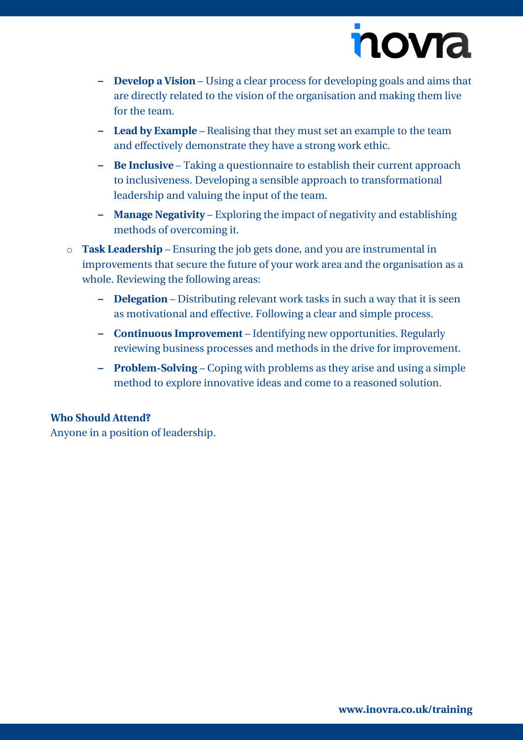- **Develop a Vision** – Using a clear process for developing goals and aims that are directly related to the vision of the organisation and making them live for the team.
    - **Lead by Example** – Realising that they must set an example to the team and effectively demonstrate they have a strong work ethic.
    - **Be Inclusive** – Taking a questionnaire to establish their current approach to inclusiveness. Developing a sensible approach to transformational leadership and valuing the input of the team.
    - **Manage Negativity** – Exploring the impact of negativity and establishing methods of overcoming it.
  - **Task Leadership** – Ensuring the job gets done, and you are instrumental in improvements that secure the future of your work area and the organisation as a whole. Reviewing the following areas:
    - **Delegation** – Distributing relevant work tasks in such a way that it is seen as motivational and effective. Following a clear and simple process.
    - **Continuous Improvement** – Identifying new opportunities. Regularly reviewing business processes and methods in the drive for improvement.
    - **Problem-Solving** – Coping with problems as they arise and using a simple method to explore innovative ideas and come to a reasoned solution.

**Who Should Attend?**
Anyone in a position of leadership.